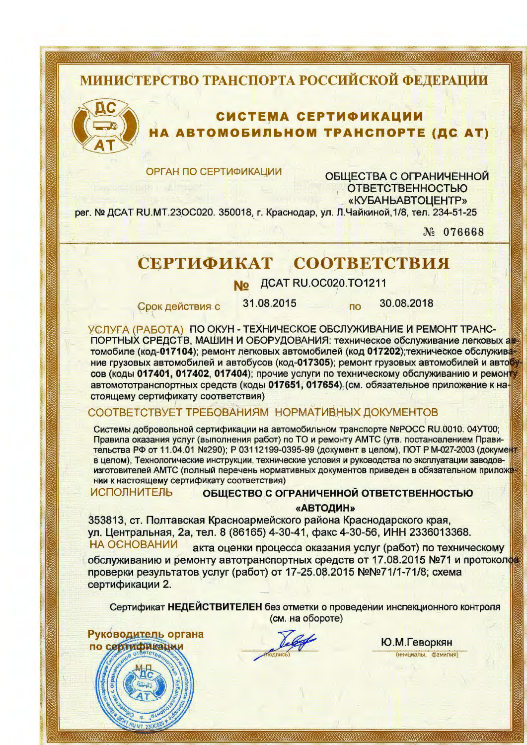# МИНИСТЕРСТВО ТРАНСПОРТА РОССИЙСКОЙ ФЕДЕРАЦИИ

## СИСТЕМА СЕРТИФИКАЦИИ НА АВТОМОБИЛЬНОМ ТРАНСПОРТЕ (ДС АТ)

ОРГАН ПО СЕРТИФИКАЦИИ ОБЩЕСТВА С ОГРАНИЧЕННОЙ ОТВЕТСТВЕННОСТЬЮ «КУБАНЬАВТОЦЕНТР»

рег. № ДСАТ RU.МТ.23ОС020. 350018, г. Краснодар, ул. Л.Чайкиной,1/8, тел. 234-51-25

№ 076668

# СЕРТИФИКАТ СООТВЕТСТВИЯ

**№** ДСАТ RU.ОС020.ТО1211

Срок действия с 31.08.2015 по 30.08.2018

УСЛУГА (РАБОТА) ПО ОКУН - ТЕХНИЧЕСКОЕ ОБСЛУЖИВАНИЕ И РЕМОНТ ТРАНСПОРТНЫХ СРЕДСТВ, МАШИН И ОБОРУДОВАНИЯ: техническое обслуживание легковых автомобиле (код-**017104**); ремонт легковых автомобилей (код **017202**);техническое обслуживание грузовых автомобилей и автобусов (код-**017305**); ремонт грузовых автомобилей и автобусов (коды **017401, 017402, 017404**); прочие услуги по техническому обслуживанию и ремонту автомототранспортных средств (коды **017651, 017654**) (см. обязательное приложение к настоящему сертификату соответствия)

СООТВЕТСТВУЕТ ТРЕБОВАНИЯМ НОРМАТИВНЫХ ДОКУМЕНТОВ

Системы добровольной сертификации на автомобильном транспорте №РОСС RU.0010. 04УТ00; Правила оказания услуг (выполнения работ) по ТО и ремонту АМТС (утв. постановлением Правительства РФ от 11.04.01 №290); Р 03112199-0395-99 (документ в целом), ПОТ Р М-027-2003 (документ в целом), Технологические инструкции, технические условия и руководства по эксплуатации заводов-изготовителей АМТС (полный перечень нормативных документов приведен в обязательном приложении к настоящему сертификату соответствия)

ИСПОЛНИТЕЛЬ **ОБЩЕСТВО С ОГРАНИЧЕННОЙ ОТВЕТСТВЕННОСТЬЮ «АВТОДИН»**

353813, ст. Полтавская Красноармейского района Краснодарского края, ул. Центральная, 2а, тел. 8 (86165) 4-30-41, факс 4-30-56, ИНН 2336013368.

НА ОСНОВАНИИ акта оценки процесса оказания услуг (работ) по техническому обслуживанию и ремонту автотранспортных средств от 17.08.2015 №71 и протоколов проверки результатов услуг (работ) от 17-25.08.2015 №№71/1-71/8; схема сертификации 2.

Сертификат **НЕДЕЙСТВИТЕЛЕН** без отметки о проведении инспекционного контроля (см. на обороте)

**Руководитель органа по сертификации** _____ (подпись) Ю.М.Геворкян (инициалы, фамилия)

М.П.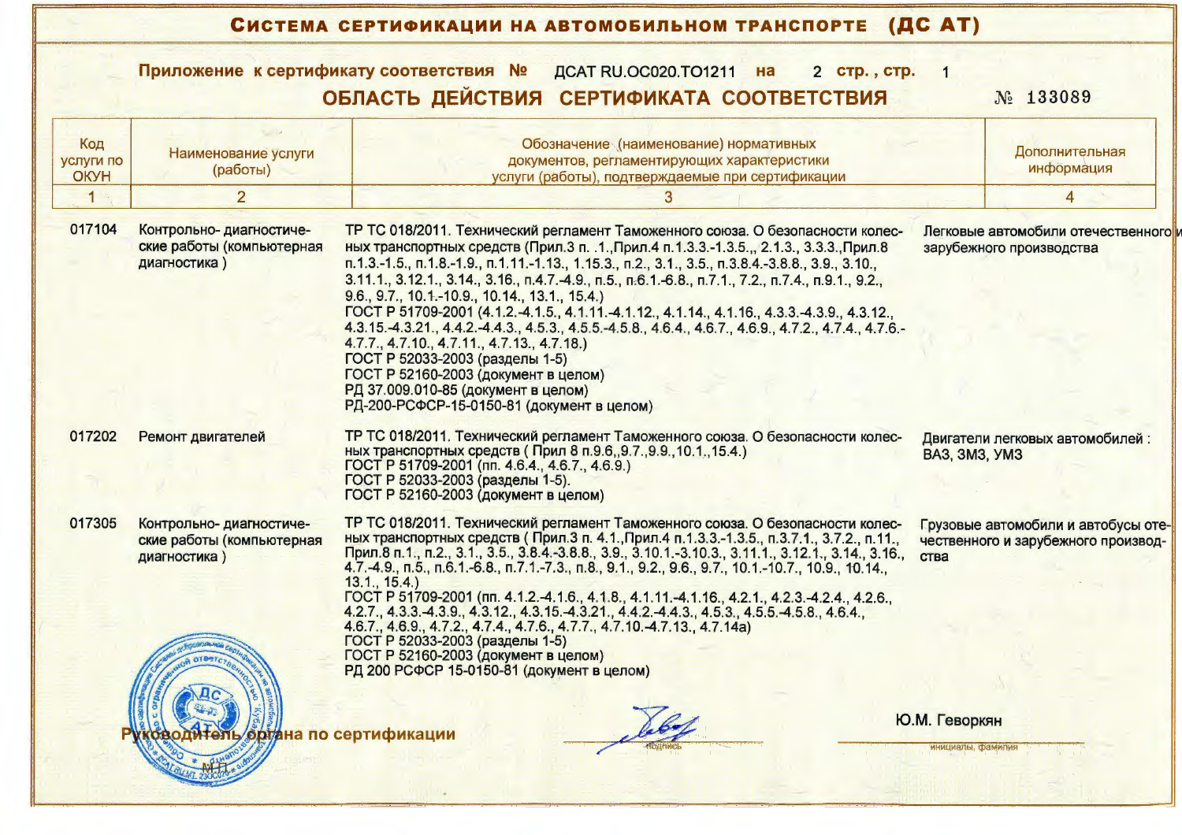# СИСТЕМА СЕРТИФИКАЦИИ НА АВТОМОБИЛЬНОМ ТРАНСПОРТЕ (ДС АТ)

**Приложение к сертификату соответствия №** ДСАТ RU.OC020.TO1211 **на** 2 **стр., стр.** 1

## ОБЛАСТЬ ДЕЙСТВИЯ СЕРТИФИКАТА СООТВЕТСТВИЯ

№ 133089

| Код услуги по ОКУН | Наименование услуги (работы) | Обозначение (наименование) нормативных документов, регламентирующих характеристики услуги (работы), подтверждаемые при сертификации | Дополнительная информация |
|---|---|---|---|
| 1 | 2 | 3 | 4 |
| 017104 | Контрольно- диагностические работы (компьютерная диагностика ) | ТР ТС 018/2011. Технический регламент Таможенного союза. О безопасности колесных транспортных средств (Прил.3 п. .1.,Прил.4 п.1.3.3.-1.3.5.,, 2.1.3., 3.3.3.,Прил.8 п.1.3.-1.5., п.1.8.-1.9., п.1.11.-1.13., 1.15.3., п.2., 3.1., 3.5., п.3.8.4.-3.8.8., 3.9., 3.10., 3.11.1., 3.12.1., 3.14., 3.16., п.4.7.-4.9., п.5., п.6.1.-6.8., п.7.1., 7.2., п.7.4., п.9.1., 9.2., 9.6., 9.7., 10.1.-10.9., 10.14., 13.1., 15.4.)<br>ГОСТ Р 51709-2001 (4.1.2.-4.1.5., 4.1.11.-4.1.12., 4.1.14., 4.1.16., 4.3.3.-4.3.9., 4.3.12., 4.3.15.-4.3.21., 4.4.2.-4.4.3., 4.5.3., 4.5.5.-4.5.8., 4.6.4., 4.6.7., 4.6.9., 4.7.2., 4.7.4., 4.7.6.-4.7.7., 4.7.10., 4.7.11., 4.7.13., 4.7.18.)<br>ГОСТ Р 52033-2003 (разделы 1-5)<br>ГОСТ Р 52160-2003 (документ в целом)<br>РД 37.009.010-85 (документ в целом)<br>РД-200-РСФСР-15-0150-81 (документ в целом) | Легковые автомобили отечественного и зарубежного производства |
| 017202 | Ремонт двигателей | ТР ТС 018/2011. Технический регламент Таможенного союза. О безопасности колесных транспортных средств ( Прил 8 п.9.6,,9.7.,9.9.,10.1.,15.4.)<br>ГОСТ Р 51709-2001 (пп. 4.6.4., 4.6.7., 4.6.9.)<br>ГОСТ Р 52033-2003 (разделы 1-5).<br>ГОСТ Р 52160-2003 (документ в целом) | Двигатели легковых автомобилей : ВАЗ, ЗМЗ, УМЗ |
| 017305 | Контрольно- диагностические работы (компьютерная диагностика ) | ТР ТС 018/2011. Технический регламент Таможенного союза. О безопасности колесных транспортных средств ( Прил.3 п. 4.1.,Прил.4 п.1.3.3.-1.3.5., п.3.7.1., 3.7.2., п.11., Прил.8 п.1., п.2., 3.1., 3.5., 3.8.4.-3.8.8., 3.9., 3.10.1.-3.10.3., 3.11.1., 3.12.1., 3.14., 3.16., 4.7.-4.9., п.5., п.6.1.-6.8., п.7.1.-7.3., п.8., 9.1., 9.2., 9.6., 9.7., 10.1.-10.7., 10.9., 10.14., 13.1., 15.4.)<br>ГОСТ Р 51709-2001 (пп. 4.1.2.-4.1.6., 4.1.8., 4.1.11.-4.1.16., 4.2.1., 4.2.3.-4.2.4., 4.2.6., 4.2.7., 4.3.3.-4.3.9., 4.3.12., 4.3.15.-4.3.21., 4.4.2.-4.4.3., 4.5.3., 4.5.5.-4.5.8., 4.6.4., 4.6.7., 4.6.9., 4.7.2., 4.7.4., 4.7.6., 4.7.7., 4.7.10.-4.7.13., 4.7.14а)<br>ГОСТ Р 52033-2003 (разделы 1-5)<br>ГОСТ Р 52160-2003 (документ в целом)<br>РД 200 РСФСР 15-0150-81 (документ в целом) | Грузовые автомобили и автобусы отечественного и зарубежного производства |

**Руководитель органа по сертификации** ______ (подпись) Ю.М. Геворкян (инициалы, фамилия)

М.П.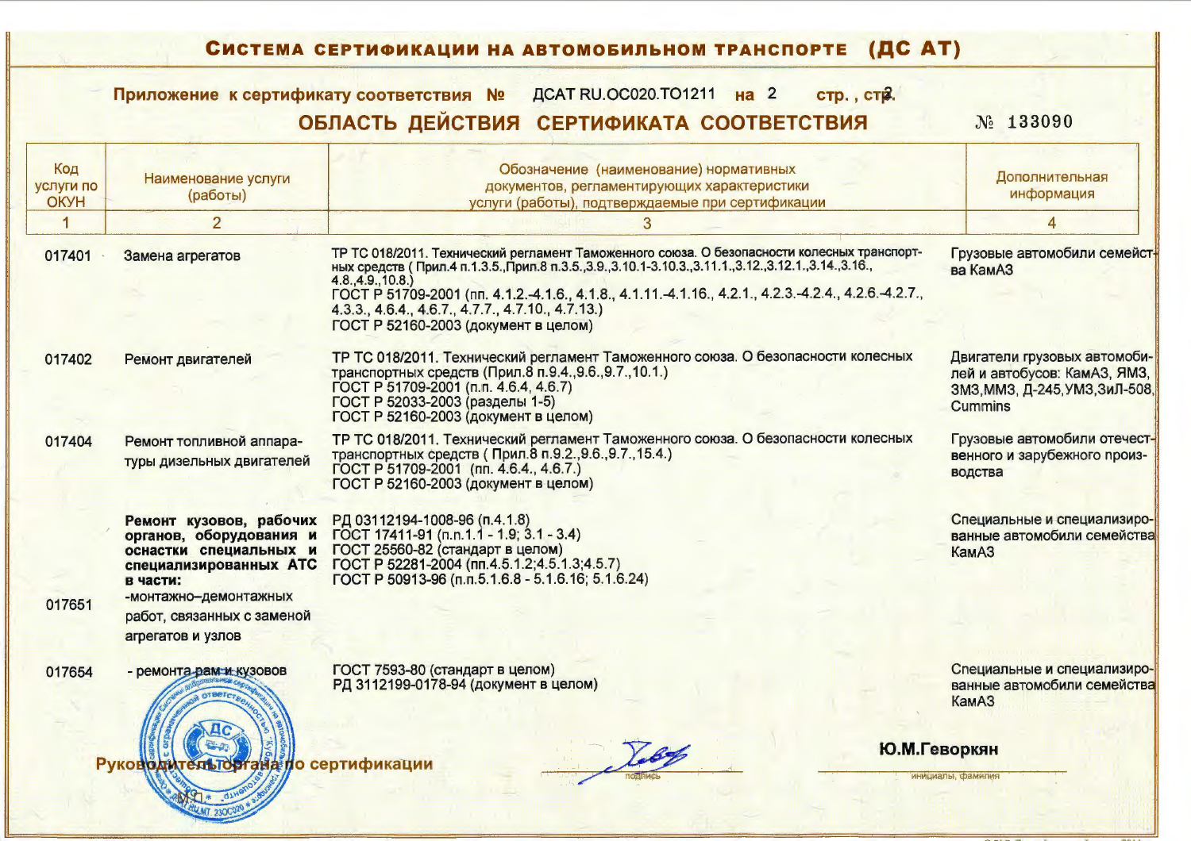## СИСТЕМА СЕРТИФИКАЦИИ НА АВТОМОБИЛЬНОМ ТРАНСПОРТЕ (ДС АТ)

**Приложение к сертификату соответствия №** ДСАТ RU.ОС020.ТО1211 **на** 2 **стр., стр.** 2

## ОБЛАСТЬ ДЕЙСТВИЯ СЕРТИФИКАТА СООТВЕТСТВИЯ

№ 133090

| Код услуги по ОКУН | Наименование услуги (работы) | Обозначение (наименование) нормативных документов, регламентирующих характеристики услуги (работы), подтверждаемые при сертификации | Дополнительная информация |
|---|---|---|---|
| 1 | 2 | 3 | 4 |
| 017401 | Замена агрегатов | ТР ТС 018/2011. Технический регламент Таможенного союза. О безопасности колесных транспортных средств ( Прил.4 п.1.3.5.,Прил.8 п.3.5.,3.9.,3.10.1-3.10.3.,3.11.1.,3.12.,3.12.1.,3.14.,3.16., 4.8.,4.9.,10.8.)<br>ГОСТ Р 51709-2001 (пп. 4.1.2.-4.1.6., 4.1.8., 4.1.11.-4.1.16., 4.2.1., 4.2.3.-4.2.4., 4.2.6.-4.2.7., 4.3.3., 4.6.4., 4.6.7., 4.7.7., 4.7.10., 4.7.13.)<br>ГОСТ Р 52160-2003 (документ в целом) | Грузовые автомобили семейства КамАЗ |
| 017402 | Ремонт двигателей | ТР ТС 018/2011. Технический регламент Таможенного союза. О безопасности колесных транспортных средств (Прил.8 п.9.4.,9.6.,9.7.,10.1.)<br>ГОСТ Р 51709-2001 (п.п. 4.6.4, 4.6.7)<br>ГОСТ Р 52033-2003 (разделы 1-5)<br>ГОСТ Р 52160-2003 (документ в целом) | Двигатели грузовых автомобилей и автобусов: КамАЗ, ЯМЗ, ЗМЗ,ММЗ, Д-245,УМЗ,ЗиЛ-508, Cummins |
| 017404 | Ремонт топливной аппаратуры дизельных двигателей | ТР ТС 018/2011. Технический регламент Таможенного союза. О безопасности колесных транспортных средств ( Прил.8 п.9.2.,9.6.,9.7.,15.4.)<br>ГОСТ Р 51709-2001 (пп. 4.6.4., 4.6.7.)<br>ГОСТ Р 52160-2003 (документ в целом) | Грузовые автомобили отечественного и зарубежного производства |
| 017651 | **Ремонт кузовов, рабочих органов, оборудования и оснастки специальных и специализированных АТС в части:**<br>-монтажно–демонтажных работ, связанных с заменой агрегатов и узлов | РД 03112194-1008-96 (п.4.1.8)<br>ГОСТ 17411-91 (п.п.1.1 - 1.9; 3.1 - 3.4)<br>ГОСТ 25560-82 (стандарт в целом)<br>ГОСТ Р 52281-2004 (пп.4.5.1.2;4.5.1.3;4.5.7)<br>ГОСТ Р 50913-96 (п.п.5.1.6.8 - 5.1.6.16; 5.1.6.24) | Специальные и специализированные автомобили семейства КамАЗ |
| 017654 | - ремонта рам и кузовов | ГОСТ 7593-80 (стандарт в целом)<br>РД 3112199-0178-94 (документ в целом) | Специальные и специализированные автомобили семейства КамАЗ |

**Руководитель органа по сертификации** _____ подпись **Ю.М.Геворкян** инициалы, фамилия

М.П.